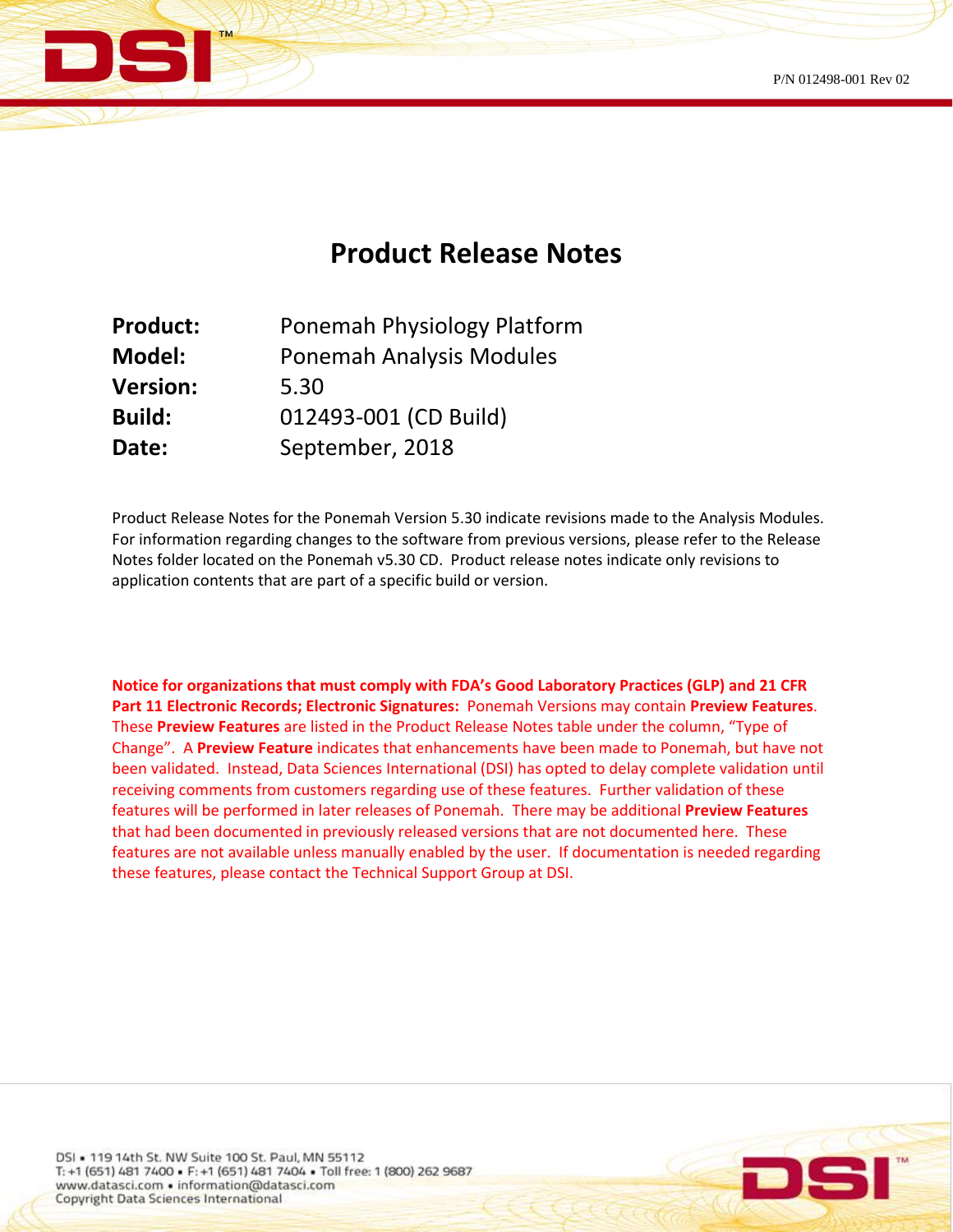P/N 012498-001 Rev 02

# Product Release Notes

| | |
|---|---|
| **Product:** | Ponemah Physiology Platform |
| **Model:** | Ponemah Analysis Modules |
| **Version:** | 5.30 |
| **Build:** | 012493-001 (CD Build) |
| **Date:** | September, 2018 |

Product Release Notes for the Ponemah Version 5.30 indicate revisions made to the Analysis Modules. For information regarding changes to the software from previous versions, please refer to the Release Notes folder located on the Ponemah v5.30 CD. Product release notes indicate only revisions to application contents that are part of a specific build or version.

**Notice for organizations that must comply with FDA's Good Laboratory Practices (GLP) and 21 CFR Part 11 Electronic Records; Electronic Signatures:** Ponemah Versions may contain **Preview Features**. These **Preview Features** are listed in the Product Release Notes table under the column, "Type of Change". A **Preview Feature** indicates that enhancements have been made to Ponemah, but have not been validated. Instead, Data Sciences International (DSI) has opted to delay complete validation until receiving comments from customers regarding use of these features. Further validation of these features will be performed in later releases of Ponemah. There may be additional **Preview Features** that had been documented in previously released versions that are not documented here. These features are not available unless manually enabled by the user. If documentation is needed regarding these features, please contact the Technical Support Group at DSI.

DSI • 119 14th St. NW Suite 100 St. Paul, MN 55112
T: +1 (651) 481 7400 • F: +1 (651) 481 7404 • Toll free: 1 (800) 262 9687
www.datasci.com • information@datasci.com
Copyright Data Sciences International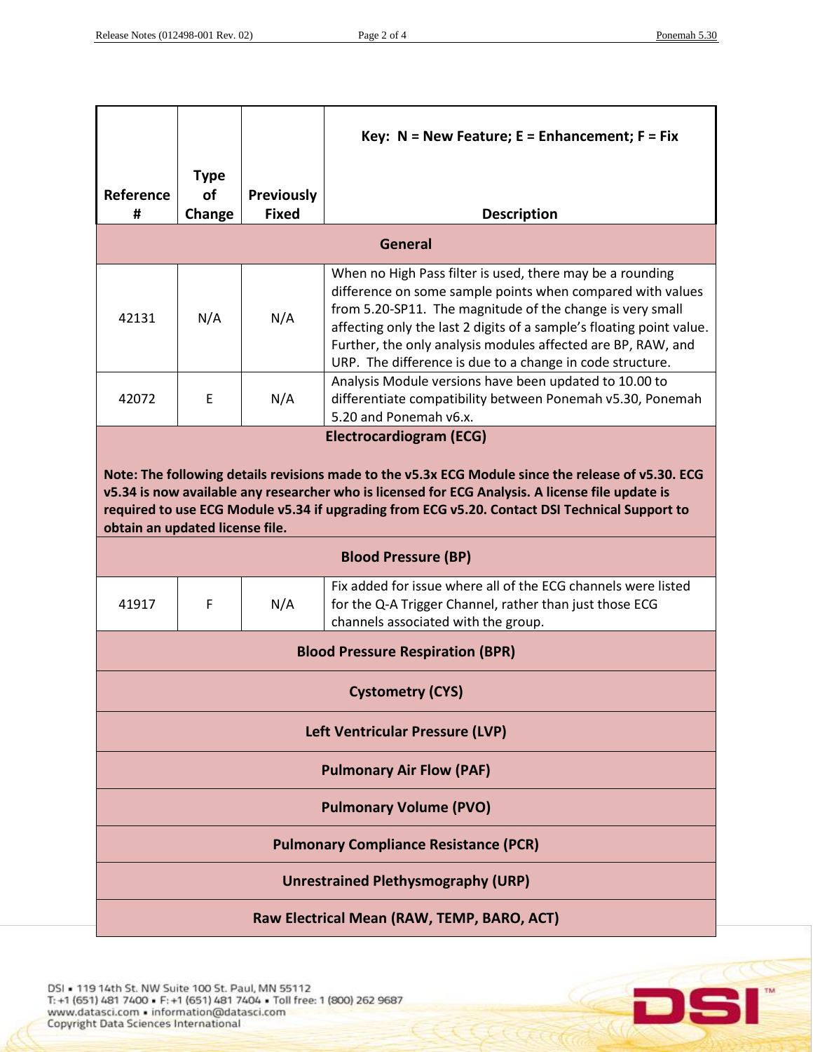| Reference # | Type of Change | Previously Fixed | Key: N = New Feature; E = Enhancement; F = Fix<br><br>Description |
|---|---|---|---|
| **General** | | | |
| 42131 | N/A | N/A | When no High Pass filter is used, there may be a rounding difference on some sample points when compared with values from 5.20-SP11. The magnitude of the change is very small affecting only the last 2 digits of a sample's floating point value. Further, the only analysis modules affected are BP, RAW, and URP. The difference is due to a change in code structure. |
| 42072 | E | N/A | Analysis Module versions have been updated to 10.00 to differentiate compatibility between Ponemah v5.30, Ponemah 5.20 and Ponemah v6.x. |
| **Electrocardiogram (ECG)**<br><br>**Note: The following details revisions made to the v5.3x ECG Module since the release of v5.30. ECG v5.34 is now available any researcher who is licensed for ECG Analysis. A license file update is required to use ECG Module v5.34 if upgrading from ECG v5.20. Contact DSI Technical Support to obtain an updated license file.** | | | |
| **Blood Pressure (BP)** | | | |
| 41917 | F | N/A | Fix added for issue where all of the ECG channels were listed for the Q-A Trigger Channel, rather than just those ECG channels associated with the group. |
| **Blood Pressure Respiration (BPR)** | | | |
| **Cystometry (CYS)** | | | |
| **Left Ventricular Pressure (LVP)** | | | |
| **Pulmonary Air Flow (PAF)** | | | |
| **Pulmonary Volume (PVO)** | | | |
| **Pulmonary Compliance Resistance (PCR)** | | | |
| **Unrestrained Plethysmography (URP)** | | | |
| **Raw Electrical Mean (RAW, TEMP, BARO, ACT)** | | | |

DSI • 119 14th St. NW Suite 100 St. Paul, MN 55112
T: +1 (651) 481 7400 • F: +1 (651) 481 7404 • Toll free: 1 (800) 262 9687
www.datasci.com • information@datasci.com
Copyright Data Sciences International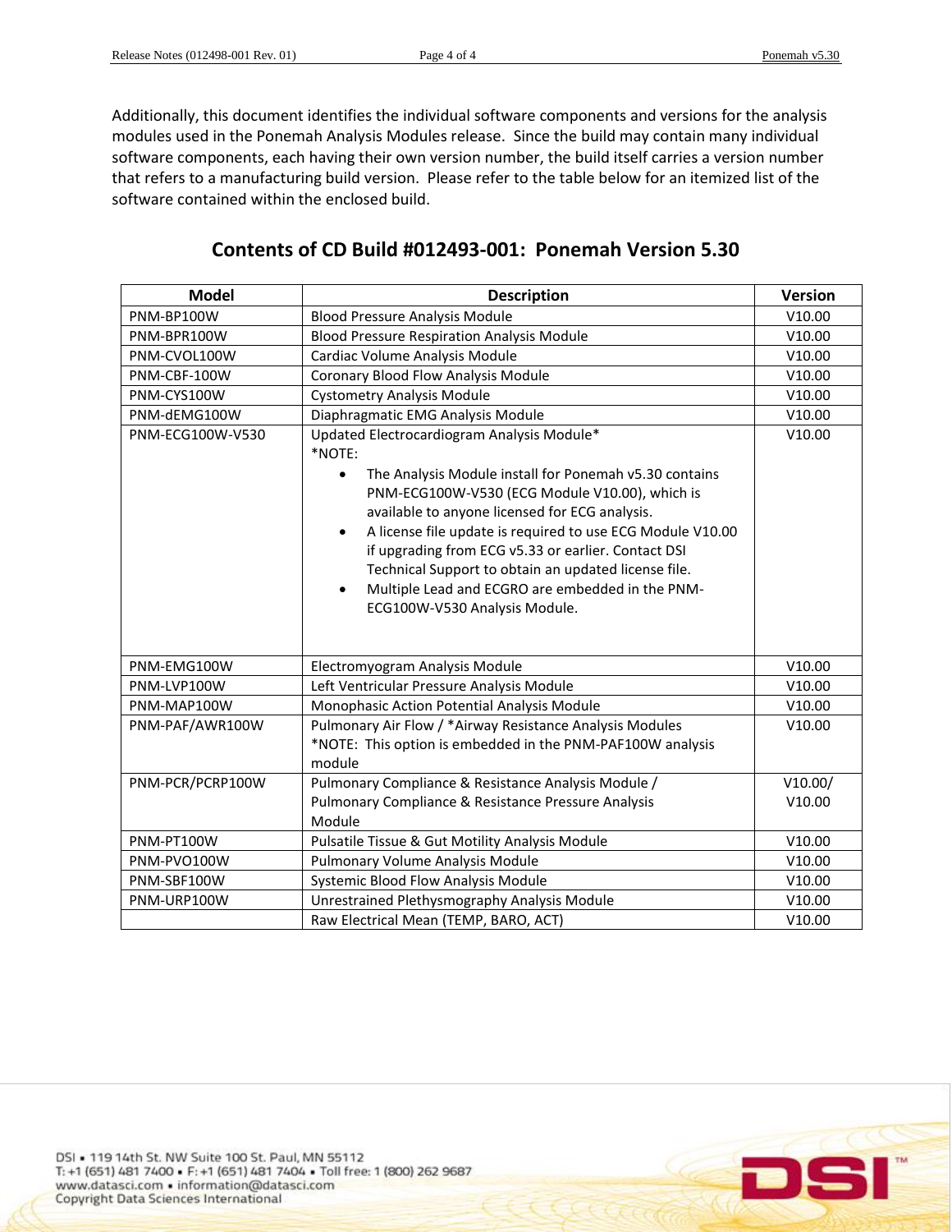Additionally, this document identifies the individual software components and versions for the analysis modules used in the Ponemah Analysis Modules release. Since the build may contain many individual software components, each having their own version number, the build itself carries a version number that refers to a manufacturing build version. Please refer to the table below for an itemized list of the software contained within the enclosed build.

## Contents of CD Build #012493-001: Ponemah Version 5.30

| Model | Description | Version |
|---|---|---|
| PNM-BP100W | Blood Pressure Analysis Module | V10.00 |
| PNM-BPR100W | Blood Pressure Respiration Analysis Module | V10.00 |
| PNM-CVOL100W | Cardiac Volume Analysis Module | V10.00 |
| PNM-CBF-100W | Coronary Blood Flow Analysis Module | V10.00 |
| PNM-CYS100W | Cystometry Analysis Module | V10.00 |
| PNM-dEMG100W | Diaphragmatic EMG Analysis Module | V10.00 |
| PNM-ECG100W-V530 | Updated Electrocardiogram Analysis Module*<br>*NOTE:<br>• The Analysis Module install for Ponemah v5.30 contains PNM-ECG100W-V530 (ECG Module V10.00), which is available to anyone licensed for ECG analysis.<br>• A license file update is required to use ECG Module V10.00 if upgrading from ECG v5.33 or earlier. Contact DSI Technical Support to obtain an updated license file.<br>• Multiple Lead and ECGRO are embedded in the PNM-ECG100W-V530 Analysis Module. | V10.00 |
| PNM-EMG100W | Electromyogram Analysis Module | V10.00 |
| PNM-LVP100W | Left Ventricular Pressure Analysis Module | V10.00 |
| PNM-MAP100W | Monophasic Action Potential Analysis Module | V10.00 |
| PNM-PAF/AWR100W | Pulmonary Air Flow / *Airway Resistance Analysis Modules<br>*NOTE: This option is embedded in the PNM-PAF100W analysis module | V10.00 |
| PNM-PCR/PCRP100W | Pulmonary Compliance & Resistance Analysis Module / Pulmonary Compliance & Resistance Pressure Analysis Module | V10.00/<br>V10.00 |
| PNM-PT100W | Pulsatile Tissue & Gut Motility Analysis Module | V10.00 |
| PNM-PVO100W | Pulmonary Volume Analysis Module | V10.00 |
| PNM-SBF100W | Systemic Blood Flow Analysis Module | V10.00 |
| PNM-URP100W | Unrestrained Plethysmography Analysis Module | V10.00 |
| | Raw Electrical Mean (TEMP, BARO, ACT) | V10.00 |

DSI • 119 14th St. NW Suite 100 St. Paul, MN 55112
T: +1 (651) 481 7400 • F: +1 (651) 481 7404 • Toll free: 1 (800) 262 9687
www.datasci.com • information@datasci.com
Copyright Data Sciences International